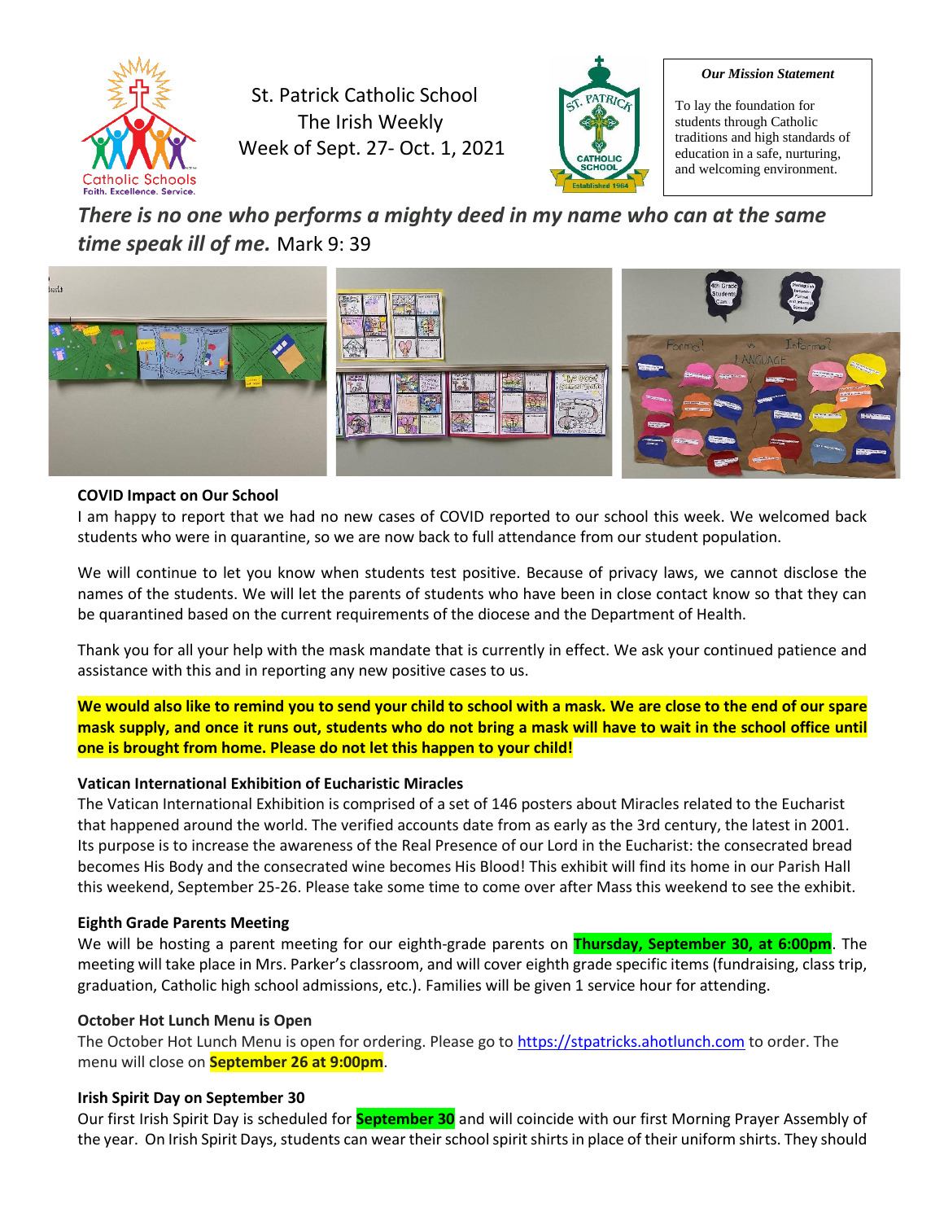St. Patrick Catholic School
The Irish Weekly
Week of Sept. 27- Oct. 1, 2021

***Our Mission Statement***

To lay the foundation for students through Catholic traditions and high standards of education in a safe, nurturing, and welcoming environment.

***There is no one who performs a mighty deed in my name who can at the same time speak ill of me.*** Mark 9: 39

**COVID Impact on Our School**

I am happy to report that we had no new cases of COVID reported to our school this week. We welcomed back students who were in quarantine, so we are now back to full attendance from our student population.

We will continue to let you know when students test positive. Because of privacy laws, we cannot disclose the names of the students. We will let the parents of students who have been in close contact know so that they can be quarantined based on the current requirements of the diocese and the Department of Health.

Thank you for all your help with the mask mandate that is currently in effect. We ask your continued patience and assistance with this and in reporting any new positive cases to us.

**We would also like to remind you to send your child to school with a mask. We are close to the end of our spare mask supply, and once it runs out, students who do not bring a mask will have to wait in the school office until one is brought from home. Please do not let this happen to your child!**

**Vatican International Exhibition of Eucharistic Miracles**

The Vatican International Exhibition is comprised of a set of 146 posters about Miracles related to the Eucharist that happened around the world. The verified accounts date from as early as the 3rd century, the latest in 2001. Its purpose is to increase the awareness of the Real Presence of our Lord in the Eucharist: the consecrated bread becomes His Body and the consecrated wine becomes His Blood! This exhibit will find its home in our Parish Hall this weekend, September 25-26. Please take some time to come over after Mass this weekend to see the exhibit.

**Eighth Grade Parents Meeting**

We will be hosting a parent meeting for our eighth-grade parents on **Thursday, September 30, at 6:00pm**. The meeting will take place in Mrs. Parker's classroom, and will cover eighth grade specific items (fundraising, class trip, graduation, Catholic high school admissions, etc.). Families will be given 1 service hour for attending.

**October Hot Lunch Menu is Open**

The October Hot Lunch Menu is open for ordering. Please go to https://stpatricks.ahotlunch.com to order. The menu will close on **September 26 at 9:00pm**.

**Irish Spirit Day on September 30**

Our first Irish Spirit Day is scheduled for **September 30** and will coincide with our first Morning Prayer Assembly of the year. On Irish Spirit Days, students can wear their school spirit shirts in place of their uniform shirts. They should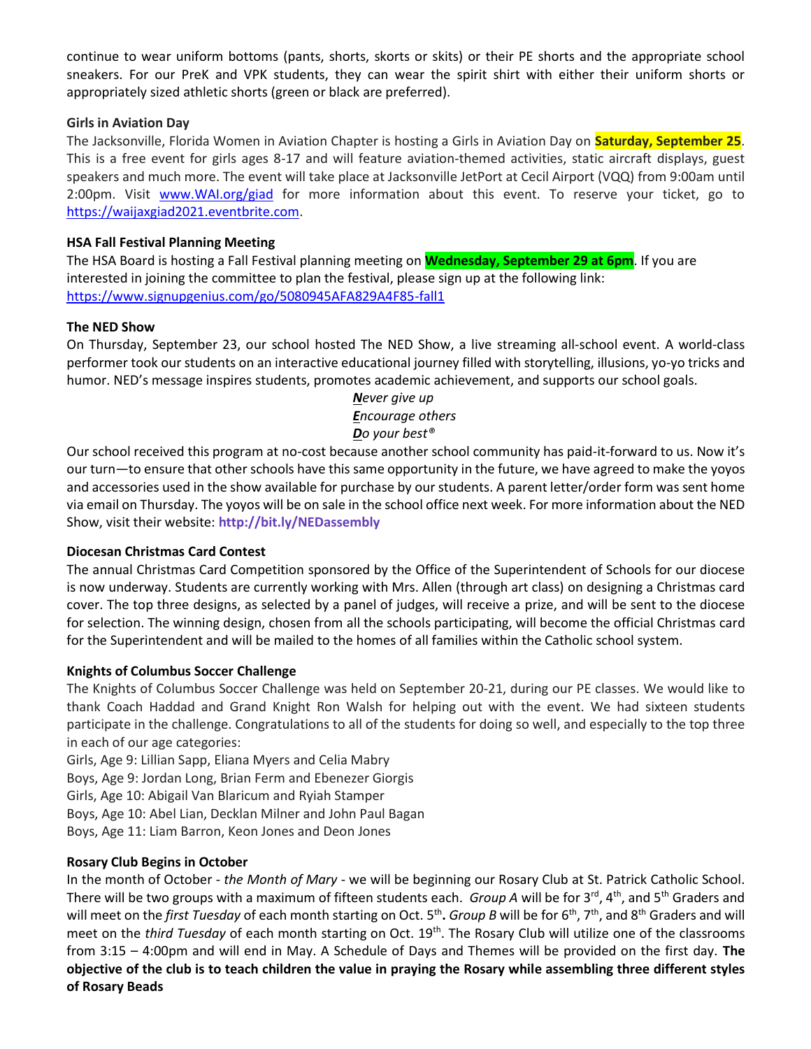continue to wear uniform bottoms (pants, shorts, skorts or skits) or their PE shorts and the appropriate school sneakers. For our PreK and VPK students, they can wear the spirit shirt with either their uniform shorts or appropriately sized athletic shorts (green or black are preferred).

**Girls in Aviation Day**

The Jacksonville, Florida Women in Aviation Chapter is hosting a Girls in Aviation Day on **Saturday, September 25**. This is a free event for girls ages 8-17 and will feature aviation-themed activities, static aircraft displays, guest speakers and much more. The event will take place at Jacksonville JetPort at Cecil Airport (VQQ) from 9:00am until 2:00pm. Visit www.WAI.org/giad for more information about this event. To reserve your ticket, go to https://waijaxgiad2021.eventbrite.com.

**HSA Fall Festival Planning Meeting**

The HSA Board is hosting a Fall Festival planning meeting on **Wednesday, September 29 at 6pm**. If you are interested in joining the committee to plan the festival, please sign up at the following link: https://www.signupgenius.com/go/5080945AFA829A4F85-fall1

**The NED Show**

On Thursday, September 23, our school hosted The NED Show, a live streaming all-school event. A world-class performer took our students on an interactive educational journey filled with storytelling, illusions, yo-yo tricks and humor. NED's message inspires students, promotes academic achievement, and supports our school goals.

*__N__ever give up*
*__E__ncourage others*
*__D__o your best®*

Our school received this program at no-cost because another school community has paid-it-forward to us. Now it's our turn—to ensure that other schools have this same opportunity in the future, we have agreed to make the yoyos and accessories used in the show available for purchase by our students. A parent letter/order form was sent home via email on Thursday. The yoyos will be on sale in the school office next week. For more information about the NED Show, visit their website: **http://bit.ly/NEDassembly**

**Diocesan Christmas Card Contest**

The annual Christmas Card Competition sponsored by the Office of the Superintendent of Schools for our diocese is now underway. Students are currently working with Mrs. Allen (through art class) on designing a Christmas card cover. The top three designs, as selected by a panel of judges, will receive a prize, and will be sent to the diocese for selection. The winning design, chosen from all the schools participating, will become the official Christmas card for the Superintendent and will be mailed to the homes of all families within the Catholic school system.

**Knights of Columbus Soccer Challenge**

The Knights of Columbus Soccer Challenge was held on September 20-21, during our PE classes. We would like to thank Coach Haddad and Grand Knight Ron Walsh for helping out with the event. We had sixteen students participate in the challenge. Congratulations to all of the students for doing so well, and especially to the top three in each of our age categories:

Girls, Age 9: Lillian Sapp, Eliana Myers and Celia Mabry
Boys, Age 9: Jordan Long, Brian Ferm and Ebenezer Giorgis
Girls, Age 10: Abigail Van Blaricum and Ryiah Stamper
Boys, Age 10: Abel Lian, Decklan Milner and John Paul Bagan
Boys, Age 11: Liam Barron, Keon Jones and Deon Jones

**Rosary Club Begins in October**

In the month of October - *the Month of Mary* - we will be beginning our Rosary Club at St. Patrick Catholic School. There will be two groups with a maximum of fifteen students each. *Group A* will be for 3rd, 4th, and 5th Graders and will meet on the *first Tuesday* of each month starting on Oct. 5th**.** *Group B* will be for 6th, 7th, and 8th Graders and will meet on the *third Tuesday* of each month starting on Oct. 19th. The Rosary Club will utilize one of the classrooms from 3:15 – 4:00pm and will end in May. A Schedule of Days and Themes will be provided on the first day. **The objective of the club is to teach children the value in praying the Rosary while assembling three different styles of Rosary Beads**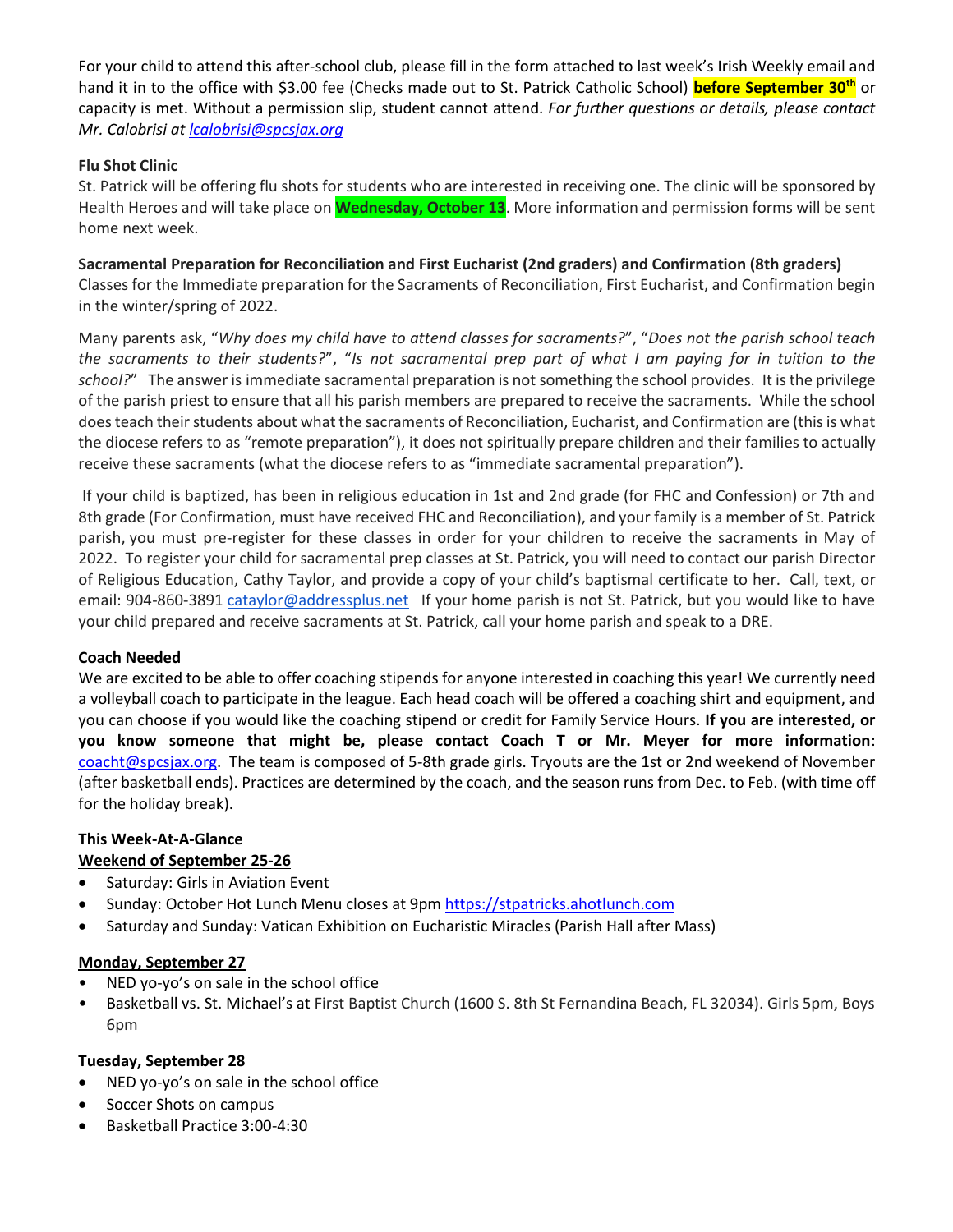For your child to attend this after-school club, please fill in the form attached to last week's Irish Weekly email and hand it in to the office with $3.00 fee (Checks made out to St. Patrick Catholic School) **before September 30th** or capacity is met. Without a permission slip, student cannot attend. *For further questions or details, please contact Mr. Calobrisi at [lcalobrisi@spcsjax.org](mailto:lcalobrisi@spcsjax.org)*

**Flu Shot Clinic**

St. Patrick will be offering flu shots for students who are interested in receiving one. The clinic will be sponsored by Health Heroes and will take place on **Wednesday, October 13**. More information and permission forms will be sent home next week.

**Sacramental Preparation for Reconciliation and First Eucharist (2nd graders) and Confirmation (8th graders)**

Classes for the Immediate preparation for the Sacraments of Reconciliation, First Eucharist, and Confirmation begin in the winter/spring of 2022.

Many parents ask, "*Why does my child have to attend classes for sacraments?*", "*Does not the parish school teach the sacraments to their students?*", "*Is not sacramental prep part of what I am paying for in tuition to the school?*" The answer is immediate sacramental preparation is not something the school provides. It is the privilege of the parish priest to ensure that all his parish members are prepared to receive the sacraments. While the school does teach their students about what the sacraments of Reconciliation, Eucharist, and Confirmation are (this is what the diocese refers to as "remote preparation"), it does not spiritually prepare children and their families to actually receive these sacraments (what the diocese refers to as "immediate sacramental preparation").

If your child is baptized, has been in religious education in 1st and 2nd grade (for FHC and Confession) or 7th and 8th grade (For Confirmation, must have received FHC and Reconciliation), and your family is a member of St. Patrick parish, you must pre-register for these classes in order for your children to receive the sacraments in May of 2022. To register your child for sacramental prep classes at St. Patrick, you will need to contact our parish Director of Religious Education, Cathy Taylor, and provide a copy of your child's baptismal certificate to her. Call, text, or email: 904-860-3891 [cataylor@addressplus.net](mailto:cataylor@addressplus.net) If your home parish is not St. Patrick, but you would like to have your child prepared and receive sacraments at St. Patrick, call your home parish and speak to a DRE.

**Coach Needed**

We are excited to be able to offer coaching stipends for anyone interested in coaching this year! We currently need a volleyball coach to participate in the league. Each head coach will be offered a coaching shirt and equipment, and you can choose if you would like the coaching stipend or credit for Family Service Hours. **If you are interested, or you know someone that might be, please contact Coach T or Mr. Meyer for more information**: [coacht@spcsjax.org](mailto:coacht@spcsjax.org). The team is composed of 5-8th grade girls. Tryouts are the 1st or 2nd weekend of November (after basketball ends). Practices are determined by the coach, and the season runs from Dec. to Feb. (with time off for the holiday break).

**This Week-At-A-Glance**

**Weekend of September 25-26**

- Saturday: Girls in Aviation Event
- Sunday: October Hot Lunch Menu closes at 9pm https://stpatricks.ahotlunch.com
- Saturday and Sunday: Vatican Exhibition on Eucharistic Miracles (Parish Hall after Mass)

**Monday, September 27**

- NED yo-yo's on sale in the school office
- Basketball vs. St. Michael's at First Baptist Church (1600 S. 8th St Fernandina Beach, FL 32034). Girls 5pm, Boys 6pm

**Tuesday, September 28**

- NED yo-yo's on sale in the school office
- Soccer Shots on campus
- Basketball Practice 3:00-4:30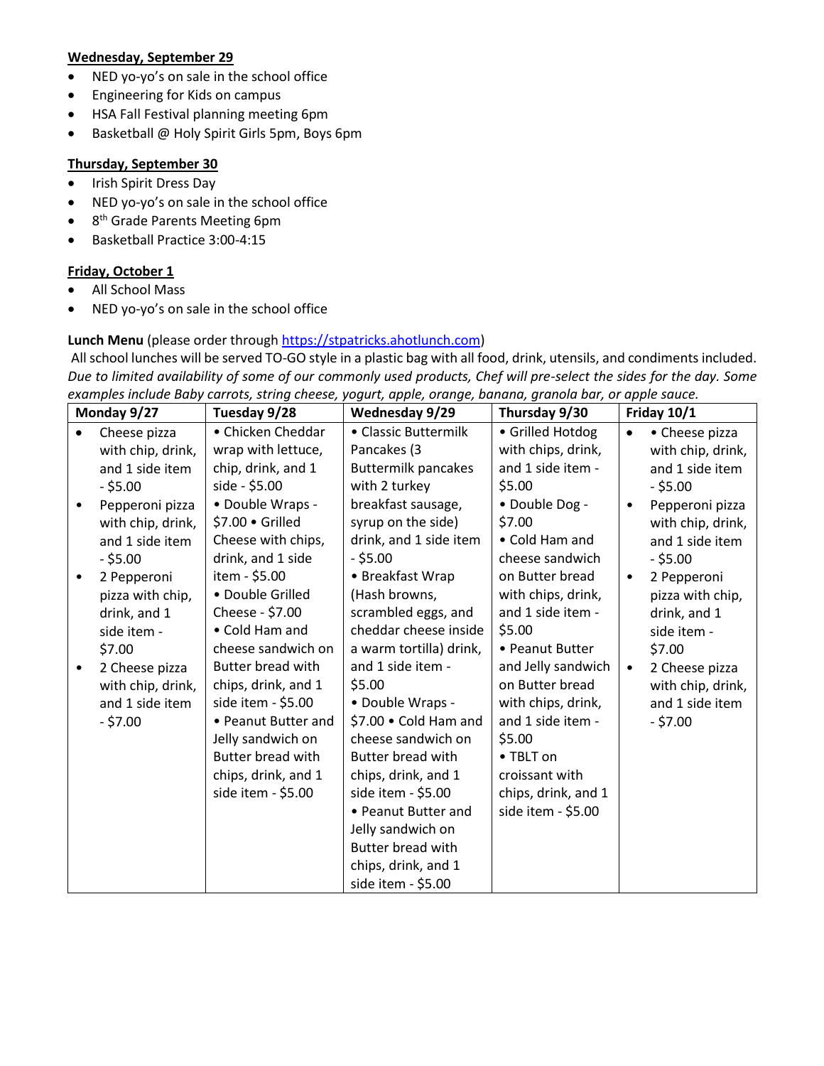**Wednesday, September 29**

- NED yo-yo's on sale in the school office
- Engineering for Kids on campus
- HSA Fall Festival planning meeting 6pm
- Basketball @ Holy Spirit Girls 5pm, Boys 6pm

**Thursday, September 30**

- Irish Spirit Dress Day
- NED yo-yo's on sale in the school office
- 8th Grade Parents Meeting 6pm
- Basketball Practice 3:00-4:15

**Friday, October 1**

- All School Mass
- NED yo-yo's on sale in the school office

**Lunch Menu** (please order through https://stpatricks.ahotlunch.com)

All school lunches will be served TO-GO style in a plastic bag with all food, drink, utensils, and condiments included. *Due to limited availability of some of our commonly used products, Chef will pre-select the sides for the day. Some examples include Baby carrots, string cheese, yogurt, apple, orange, banana, granola bar, or apple sauce.*

| Monday 9/27 | Tuesday 9/28 | Wednesday 9/29 | Thursday 9/30 | Friday 10/1 |
|---|---|---|---|---|
| • Cheese pizza with chip, drink, and 1 side item - $5.00<br>• Pepperoni pizza with chip, drink, and 1 side item - $5.00<br>• 2 Pepperoni pizza with chip, drink, and 1 side item - $7.00<br>• 2 Cheese pizza with chip, drink, and 1 side item - $7.00 | • Chicken Cheddar wrap with lettuce, chip, drink, and 1 side - $5.00<br>• Double Wraps - $7.00 • Grilled Cheese with chips, drink, and 1 side item - $5.00<br>• Double Grilled Cheese - $7.00<br>• Cold Ham and cheese sandwich on Butter bread with chips, drink, and 1 side item - $5.00<br>• Peanut Butter and Jelly sandwich on Butter bread with chips, drink, and 1 side item - $5.00 | • Classic Buttermilk Pancakes (3 Buttermilk pancakes with 2 turkey breakfast sausage, syrup on the side) drink, and 1 side item - $5.00<br>• Breakfast Wrap (Hash browns, scrambled eggs, and cheddar cheese inside a warm tortilla) drink, and 1 side item - $5.00<br>• Double Wraps - $7.00 • Cold Ham and cheese sandwich on Butter bread with chips, drink, and 1 side item - $5.00<br>• Peanut Butter and Jelly sandwich on Butter bread with chips, drink, and 1 side item - $5.00 | • Grilled Hotdog with chips, drink, and 1 side item - $5.00<br>• Double Dog - $7.00<br>• Cold Ham and cheese sandwich on Butter bread with chips, drink, and 1 side item - $5.00<br>• Peanut Butter and Jelly sandwich on Butter bread with chips, drink, and 1 side item - $5.00<br>• TBLT on croissant with chips, drink, and 1 side item - $5.00 | • • Cheese pizza with chip, drink, and 1 side item - $5.00<br>• Pepperoni pizza with chip, drink, and 1 side item - $5.00<br>• 2 Pepperoni pizza with chip, drink, and 1 side item - $7.00<br>• 2 Cheese pizza with chip, drink, and 1 side item - $7.00 |